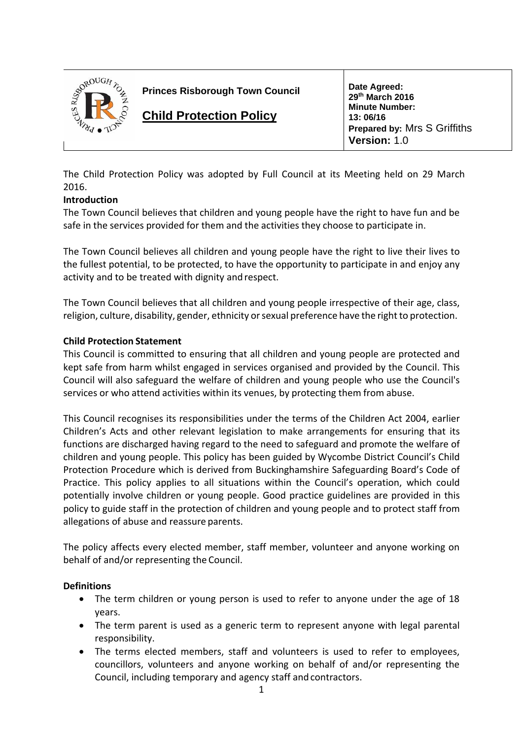| | | |
|---|---|---|
| | **Princes Risborough Town Council**<br><br>**Child Protection Policy** | **Date Agreed:**<br>**29th March 2016**<br>**Minute Number:**<br>**13: 06/16**<br>**Prepared by:** Mrs S Griffiths<br>**Version:** 1.0 |

The Child Protection Policy was adopted by Full Council at its Meeting held on 29 March 2016.

**Introduction**

The Town Council believes that children and young people have the right to have fun and be safe in the services provided for them and the activities they choose to participate in.

The Town Council believes all children and young people have the right to live their lives to the fullest potential, to be protected, to have the opportunity to participate in and enjoy any activity and to be treated with dignity and respect.

The Town Council believes that all children and young people irrespective of their age, class, religion, culture, disability, gender, ethnicity or sexual preference have the right to protection.

**Child Protection Statement**

This Council is committed to ensuring that all children and young people are protected and kept safe from harm whilst engaged in services organised and provided by the Council. This Council will also safeguard the welfare of children and young people who use the Council's services or who attend activities within its venues, by protecting them from abuse.

This Council recognises its responsibilities under the terms of the Children Act 2004, earlier Children's Acts and other relevant legislation to make arrangements for ensuring that its functions are discharged having regard to the need to safeguard and promote the welfare of children and young people. This policy has been guided by Wycombe District Council's Child Protection Procedure which is derived from Buckinghamshire Safeguarding Board's Code of Practice. This policy applies to all situations within the Council's operation, which could potentially involve children or young people. Good practice guidelines are provided in this policy to guide staff in the protection of children and young people and to protect staff from allegations of abuse and reassure parents.

The policy affects every elected member, staff member, volunteer and anyone working on behalf of and/or representing the Council.

**Definitions**

- The term children or young person is used to refer to anyone under the age of 18 years.
- The term parent is used as a generic term to represent anyone with legal parental responsibility.
- The terms elected members, staff and volunteers is used to refer to employees, councillors, volunteers and anyone working on behalf of and/or representing the Council, including temporary and agency staff and contractors.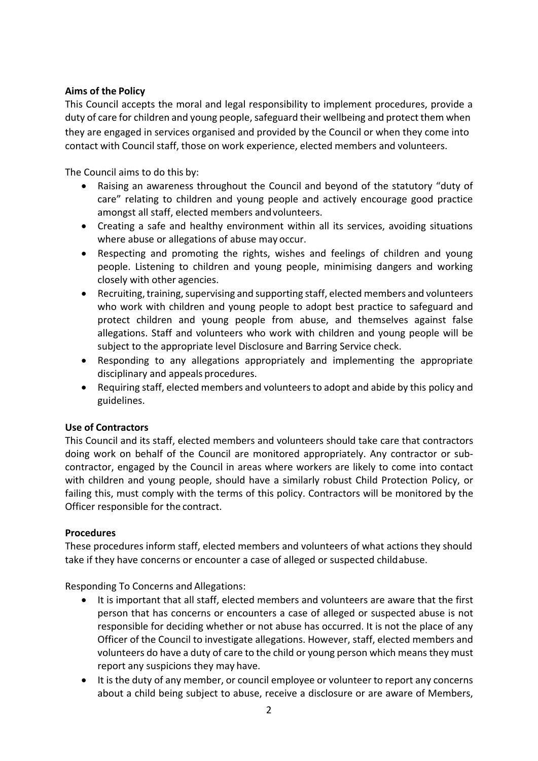**Aims of the Policy**

This Council accepts the moral and legal responsibility to implement procedures, provide a duty of care for children and young people, safeguard their wellbeing and protect them when they are engaged in services organised and provided by the Council or when they come into contact with Council staff, those on work experience, elected members and volunteers.

The Council aims to do this by:

- Raising an awareness throughout the Council and beyond of the statutory "duty of care" relating to children and young people and actively encourage good practice amongst all staff, elected members and volunteers.
- Creating a safe and healthy environment within all its services, avoiding situations where abuse or allegations of abuse may occur.
- Respecting and promoting the rights, wishes and feelings of children and young people. Listening to children and young people, minimising dangers and working closely with other agencies.
- Recruiting, training, supervising and supporting staff, elected members and volunteers who work with children and young people to adopt best practice to safeguard and protect children and young people from abuse, and themselves against false allegations. Staff and volunteers who work with children and young people will be subject to the appropriate level Disclosure and Barring Service check.
- Responding to any allegations appropriately and implementing the appropriate disciplinary and appeals procedures.
- Requiring staff, elected members and volunteers to adopt and abide by this policy and guidelines.

**Use of Contractors**

This Council and its staff, elected members and volunteers should take care that contractors doing work on behalf of the Council are monitored appropriately. Any contractor or sub-contractor, engaged by the Council in areas where workers are likely to come into contact with children and young people, should have a similarly robust Child Protection Policy, or failing this, must comply with the terms of this policy. Contractors will be monitored by the Officer responsible for the contract.

**Procedures**

These procedures inform staff, elected members and volunteers of what actions they should take if they have concerns or encounter a case of alleged or suspected child abuse.

Responding To Concerns and Allegations:

- It is important that all staff, elected members and volunteers are aware that the first person that has concerns or encounters a case of alleged or suspected abuse is not responsible for deciding whether or not abuse has occurred. It is not the place of any Officer of the Council to investigate allegations. However, staff, elected members and volunteers do have a duty of care to the child or young person which means they must report any suspicions they may have.
- It is the duty of any member, or council employee or volunteer to report any concerns about a child being subject to abuse, receive a disclosure or are aware of Members,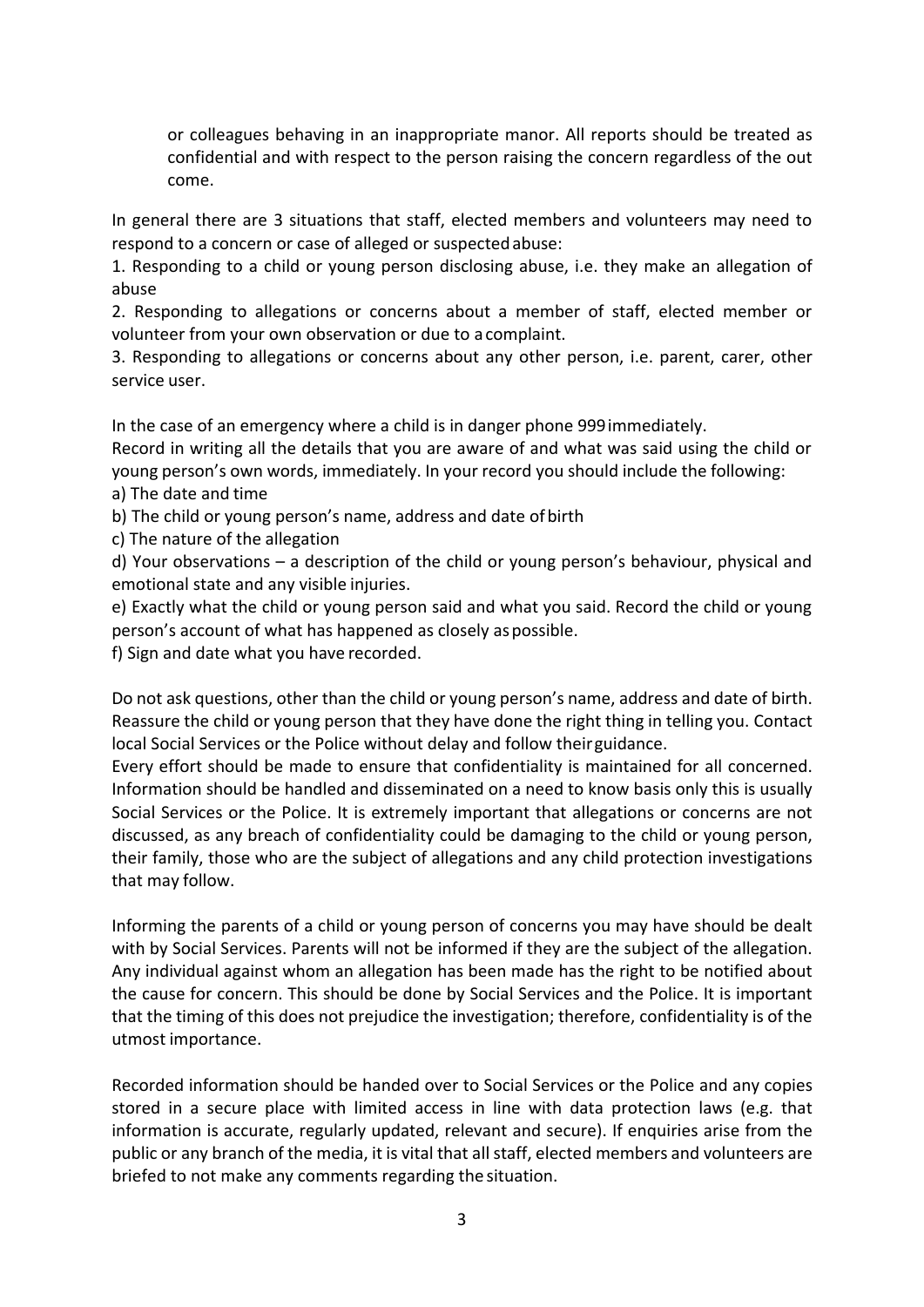or colleagues behaving in an inappropriate manor. All reports should be treated as confidential and with respect to the person raising the concern regardless of the out come.

In general there are 3 situations that staff, elected members and volunteers may need to respond to a concern or case of alleged or suspected abuse:

1. Responding to a child or young person disclosing abuse, i.e. they make an allegation of abuse
2. Responding to allegations or concerns about a member of staff, elected member or volunteer from your own observation or due to a complaint.
3. Responding to allegations or concerns about any other person, i.e. parent, carer, other service user.

In the case of an emergency where a child is in danger phone 999 immediately.
Record in writing all the details that you are aware of and what was said using the child or young person's own words, immediately. In your record you should include the following:

a) The date and time
b) The child or young person's name, address and date of birth
c) The nature of the allegation
d) Your observations – a description of the child or young person's behaviour, physical and emotional state and any visible injuries.
e) Exactly what the child or young person said and what you said. Record the child or young person's account of what has happened as closely as possible.
f) Sign and date what you have recorded.

Do not ask questions, other than the child or young person's name, address and date of birth. Reassure the child or young person that they have done the right thing in telling you. Contact local Social Services or the Police without delay and follow their guidance.
Every effort should be made to ensure that confidentiality is maintained for all concerned. Information should be handled and disseminated on a need to know basis only this is usually Social Services or the Police. It is extremely important that allegations or concerns are not discussed, as any breach of confidentiality could be damaging to the child or young person, their family, those who are the subject of allegations and any child protection investigations that may follow.

Informing the parents of a child or young person of concerns you may have should be dealt with by Social Services. Parents will not be informed if they are the subject of the allegation. Any individual against whom an allegation has been made has the right to be notified about the cause for concern. This should be done by Social Services and the Police. It is important that the timing of this does not prejudice the investigation; therefore, confidentiality is of the utmost importance.

Recorded information should be handed over to Social Services or the Police and any copies stored in a secure place with limited access in line with data protection laws (e.g. that information is accurate, regularly updated, relevant and secure). If enquiries arise from the public or any branch of the media, it is vital that all staff, elected members and volunteers are briefed to not make any comments regarding the situation.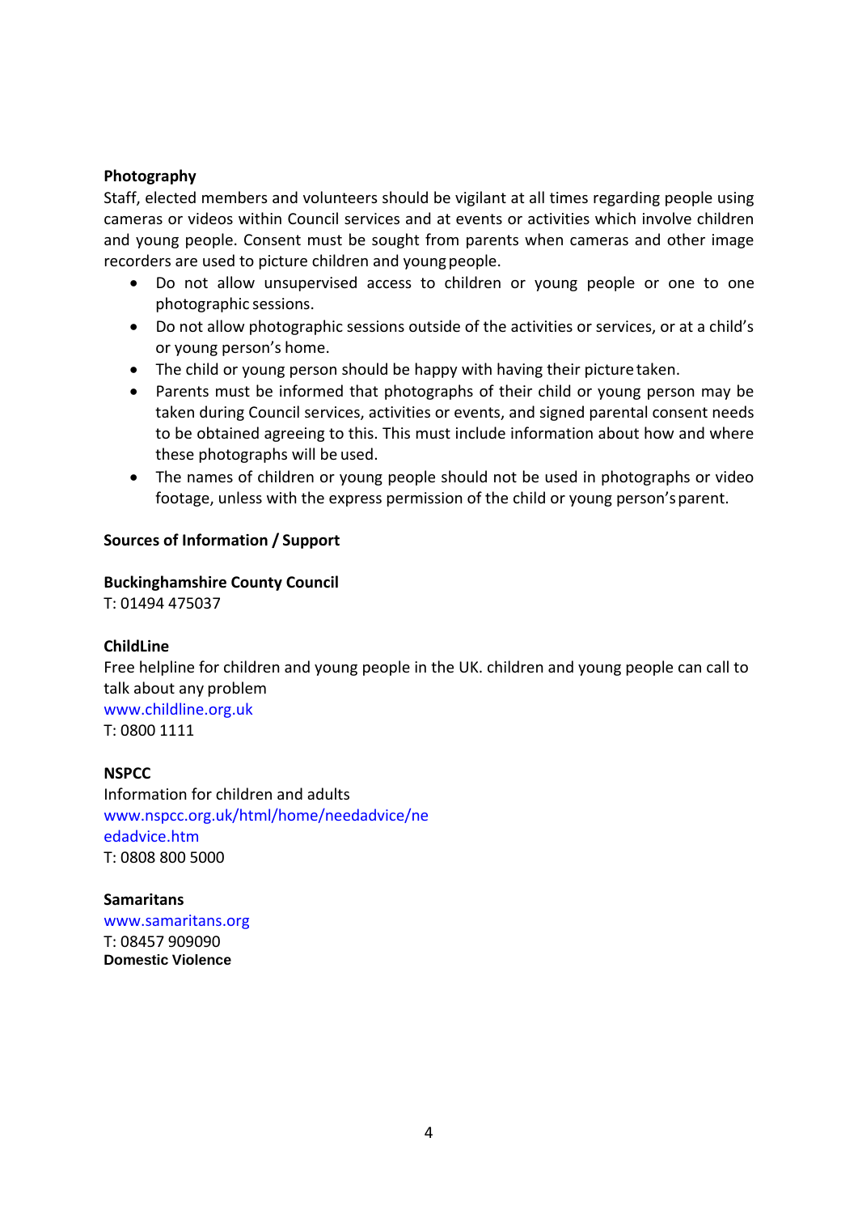**Photography**

Staff, elected members and volunteers should be vigilant at all times regarding people using cameras or videos within Council services and at events or activities which involve children and young people. Consent must be sought from parents when cameras and other image recorders are used to picture children and young people.

- Do not allow unsupervised access to children or young people or one to one photographic sessions.
- Do not allow photographic sessions outside of the activities or services, or at a child's or young person's home.
- The child or young person should be happy with having their picture taken.
- Parents must be informed that photographs of their child or young person may be taken during Council services, activities or events, and signed parental consent needs to be obtained agreeing to this. This must include information about how and where these photographs will be used.
- The names of children or young people should not be used in photographs or video footage, unless with the express permission of the child or young person's parent.

**Sources of Information / Support**

**Buckinghamshire County Council**
T: 01494 475037

**ChildLine**
Free helpline for children and young people in the UK. children and young people can call to talk about any problem
www.childline.org.uk
T: 0800 1111

**NSPCC**
Information for children and adults
www.nspcc.org.uk/html/home/needadvice/needadvice.htm
T: 0808 800 5000

**Samaritans**
www.samaritans.org
T: 08457 909090

**Domestic Violence**